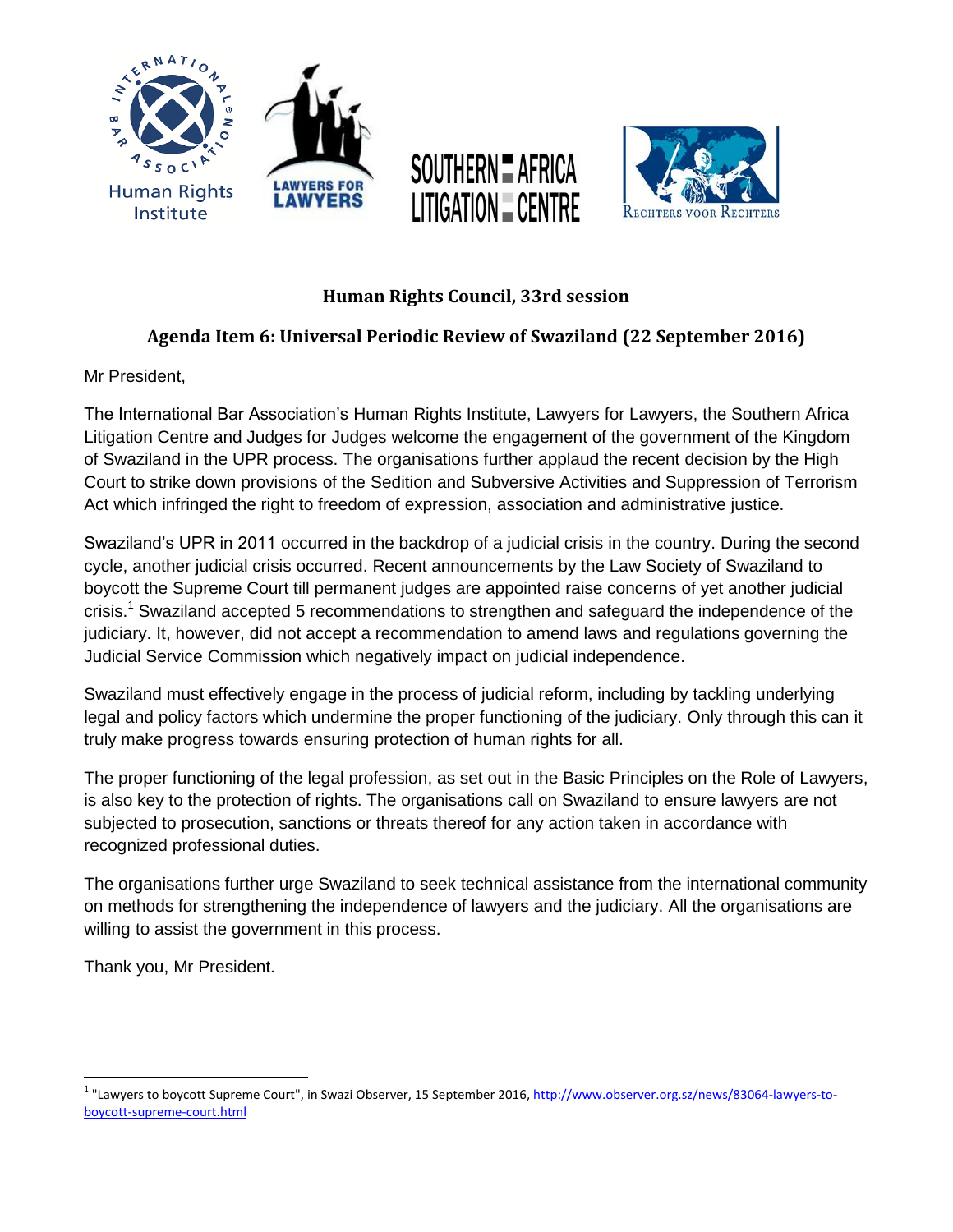## Human Rights Council, 33rd session

## Agenda Item 6: Universal Periodic Review of Swaziland (22 September 2016)

Mr President,

The International Bar Association's Human Rights Institute, Lawyers for Lawyers, the Southern Africa Litigation Centre and Judges for Judges welcome the engagement of the government of the Kingdom of Swaziland in the UPR process. The organisations further applaud the recent decision by the High Court to strike down provisions of the Sedition and Subversive Activities and Suppression of Terrorism Act which infringed the right to freedom of expression, association and administrative justice.

Swaziland's UPR in 2011 occurred in the backdrop of a judicial crisis in the country. During the second cycle, another judicial crisis occurred. Recent announcements by the Law Society of Swaziland to boycott the Supreme Court till permanent judges are appointed raise concerns of yet another judicial crisis.[1] Swaziland accepted 5 recommendations to strengthen and safeguard the independence of the judiciary. It, however, did not accept a recommendation to amend laws and regulations governing the Judicial Service Commission which negatively impact on judicial independence.

Swaziland must effectively engage in the process of judicial reform, including by tackling underlying legal and policy factors which undermine the proper functioning of the judiciary. Only through this can it truly make progress towards ensuring protection of human rights for all.

The proper functioning of the legal profession, as set out in the Basic Principles on the Role of Lawyers, is also key to the protection of rights. The organisations call on Swaziland to ensure lawyers are not subjected to prosecution, sanctions or threats thereof for any action taken in accordance with recognized professional duties.

The organisations further urge Swaziland to seek technical assistance from the international community on methods for strengthening the independence of lawyers and the judiciary. All the organisations are willing to assist the government in this process.

Thank you, Mr President.

---

[1] "Lawyers to boycott Supreme Court", in Swazi Observer, 15 September 2016, http://www.observer.org.sz/news/83064-lawyers-to-boycott-supreme-court.html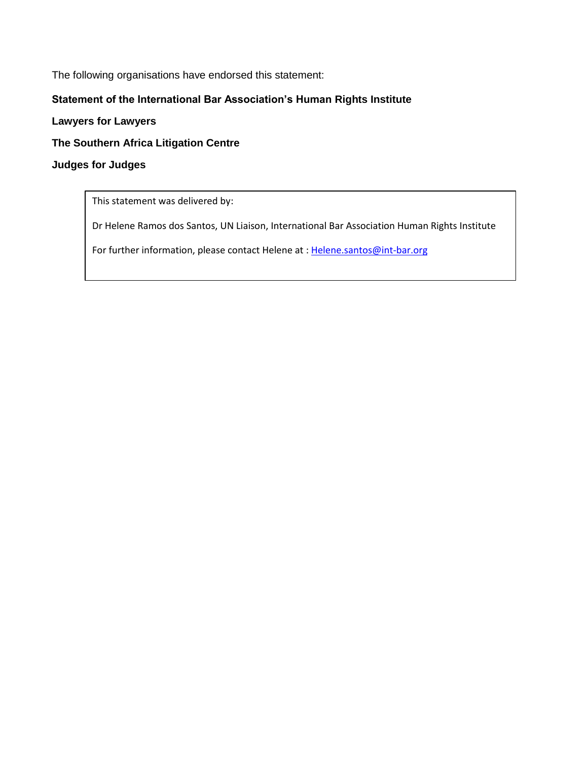The following organisations have endorsed this statement:

**Statement of the International Bar Association's Human Rights Institute**

**Lawyers for Lawyers**

**The Southern Africa Litigation Centre**

**Judges for Judges**

This statement was delivered by:

Dr Helene Ramos dos Santos, UN Liaison, International Bar Association Human Rights Institute

For further information, please contact Helene at : [Helene.santos@int-bar.org](mailto:Helene.santos@int-bar.org)